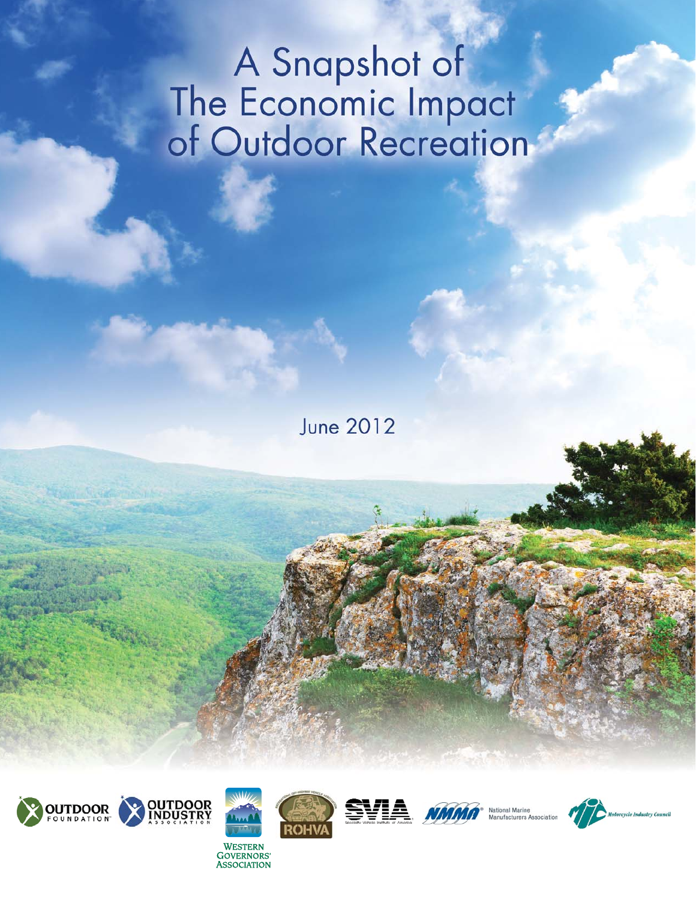# A Snapshot of The Economic Impact of Outdoor Recreation

June 2012

OUTDOOR FOUNDATION

OUTDOOR INDUSTRY ASSOCIATION

WESTERN GOVERNORS' ASSOCIATION

ROHVA

SVIA

NMMA National Marine Manufacturers Association

Motorcycle Industry Council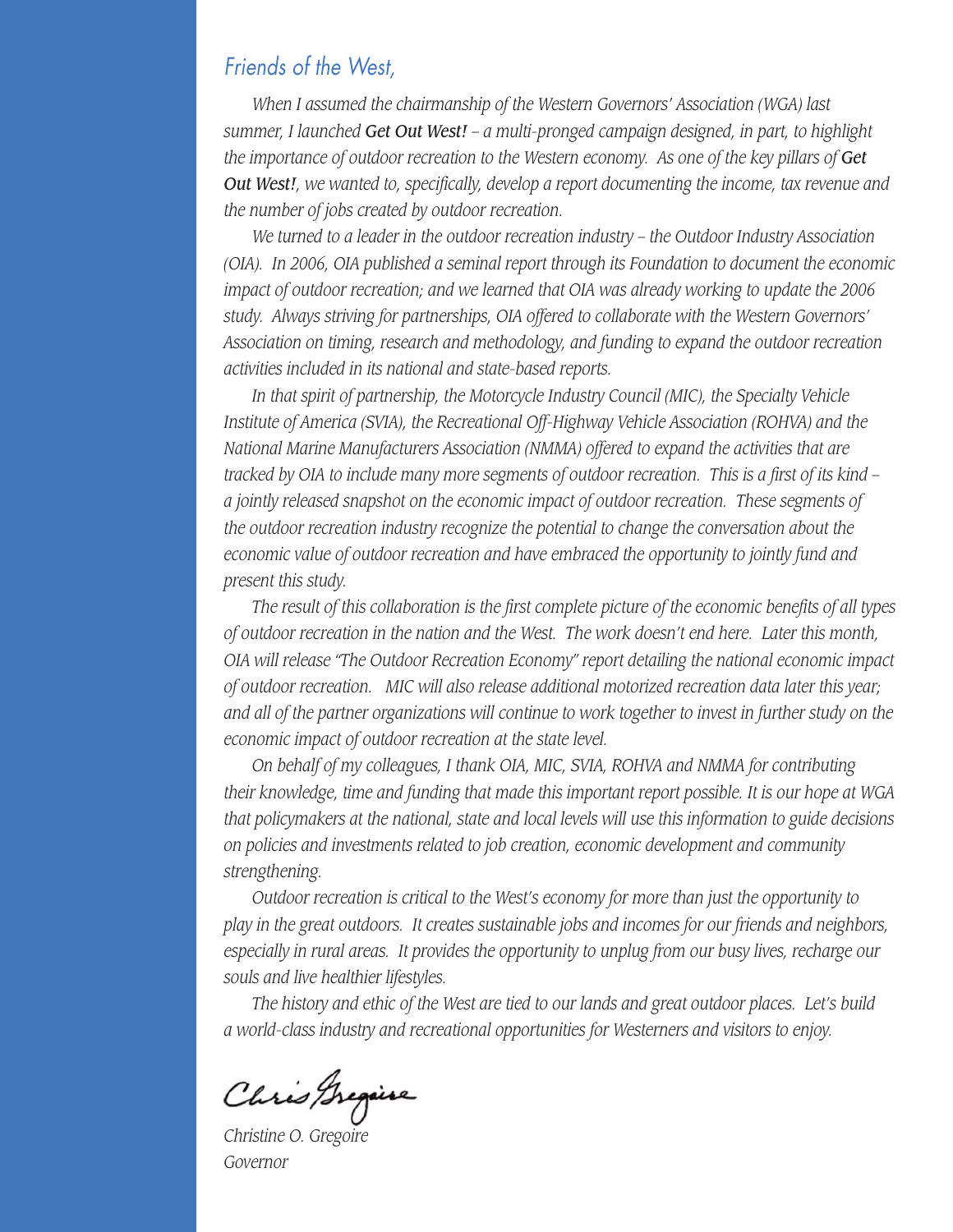*Friends of the West,*

*When I assumed the chairmanship of the Western Governors' Association (WGA) last summer, I launched* ***Get Out West!*** *– a multi-pronged campaign designed, in part, to highlight the importance of outdoor recreation to the Western economy. As one of the key pillars of* ***Get Out West!****, we wanted to, specifically, develop a report documenting the income, tax revenue and the number of jobs created by outdoor recreation.*

*We turned to a leader in the outdoor recreation industry – the Outdoor Industry Association (OIA). In 2006, OIA published a seminal report through its Foundation to document the economic impact of outdoor recreation; and we learned that OIA was already working to update the 2006 study. Always striving for partnerships, OIA offered to collaborate with the Western Governors' Association on timing, research and methodology, and funding to expand the outdoor recreation activities included in its national and state-based reports.*

*In that spirit of partnership, the Motorcycle Industry Council (MIC), the Specialty Vehicle Institute of America (SVIA), the Recreational Off-Highway Vehicle Association (ROHVA) and the National Marine Manufacturers Association (NMMA) offered to expand the activities that are tracked by OIA to include many more segments of outdoor recreation. This is a first of its kind – a jointly released snapshot on the economic impact of outdoor recreation. These segments of the outdoor recreation industry recognize the potential to change the conversation about the economic value of outdoor recreation and have embraced the opportunity to jointly fund and present this study.*

*The result of this collaboration is the first complete picture of the economic benefits of all types of outdoor recreation in the nation and the West. The work doesn't end here. Later this month, OIA will release "The Outdoor Recreation Economy" report detailing the national economic impact of outdoor recreation. MIC will also release additional motorized recreation data later this year; and all of the partner organizations will continue to work together to invest in further study on the economic impact of outdoor recreation at the state level.*

*On behalf of my colleagues, I thank OIA, MIC, SVIA, ROHVA and NMMA for contributing their knowledge, time and funding that made this important report possible. It is our hope at WGA that policymakers at the national, state and local levels will use this information to guide decisions on policies and investments related to job creation, economic development and community strengthening.*

*Outdoor recreation is critical to the West's economy for more than just the opportunity to play in the great outdoors. It creates sustainable jobs and incomes for our friends and neighbors, especially in rural areas. It provides the opportunity to unplug from our busy lives, recharge our souls and live healthier lifestyles.*

*The history and ethic of the West are tied to our lands and great outdoor places. Let's build a world-class industry and recreational opportunities for Westerners and visitors to enjoy.*

*Chris Gregoire*

*Christine O. Gregoire*
*Governor*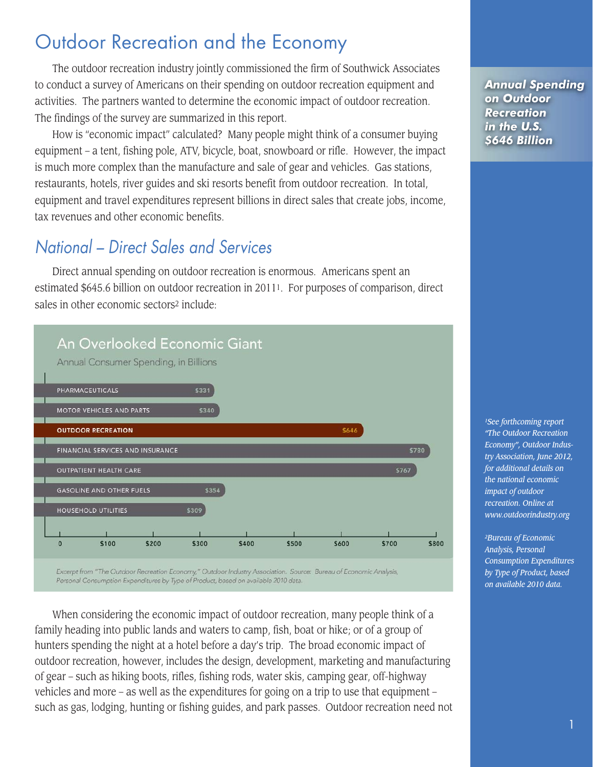# Outdoor Recreation and the Economy

The outdoor recreation industry jointly commissioned the firm of Southwick Associates to conduct a survey of Americans on their spending on outdoor recreation equipment and activities. The partners wanted to determine the economic impact of outdoor recreation. The findings of the survey are summarized in this report.

How is "economic impact" calculated? Many people might think of a consumer buying equipment – a tent, fishing pole, ATV, bicycle, boat, snowboard or rifle. However, the impact is much more complex than the manufacture and sale of gear and vehicles. Gas stations, restaurants, hotels, river guides and ski resorts benefit from outdoor recreation. In total, equipment and travel expenditures represent billions in direct sales that create jobs, income, tax revenues and other economic benefits.

***Annual Spending on Outdoor Recreation in the U.S. $646 Billion***

## *National – Direct Sales and Services*

Direct annual spending on outdoor recreation is enormous. Americans spent an estimated $645.6 billion on outdoor recreation in 2011[1]. For purposes of comparison, direct sales in other economic sectors[2] include:

**An Overlooked Economic Giant**

Annual Consumer Spending, in Billions

| Sector | Spending |
|---|---|
| PHARMACEUTICALS | $331 |
| MOTOR VEHICLES AND PARTS | $340 |
| OUTDOOR RECREATION | $646 |
| FINANCIAL SERVICES AND INSURANCE | $780 |
| OUTPATIENT HEALTH CARE | $767 |
| GASOLINE AND OTHER FUELS | $354 |
| HOUSEHOLD UTILITIES | $309 |

Excerpt from "The Outdoor Recreation Economy," Outdoor Industry Association. Source: Bureau of Economic Analysis, Personal Consumption Expenditures by Type of Product, based on available 2010 data.

When considering the economic impact of outdoor recreation, many people think of a family heading into public lands and waters to camp, fish, boat or hike; or of a group of hunters spending the night at a hotel before a day's trip. The broad economic impact of outdoor recreation, however, includes the design, development, marketing and manufacturing of gear – such as hiking boots, rifles, fishing rods, water skis, camping gear, off-highway vehicles and more – as well as the expenditures for going on a trip to use that equipment – such as gas, lodging, hunting or fishing guides, and park passes. Outdoor recreation need not

*[1] See forthcoming report "The Outdoor Recreation Economy", Outdoor Industry Association, June 2012, for additional details on the national economic impact of outdoor recreation. Online at www.outdoorindustry.org*

*[2] Bureau of Economic Analysis, Personal Consumption Expenditures by Type of Product, based on available 2010 data.*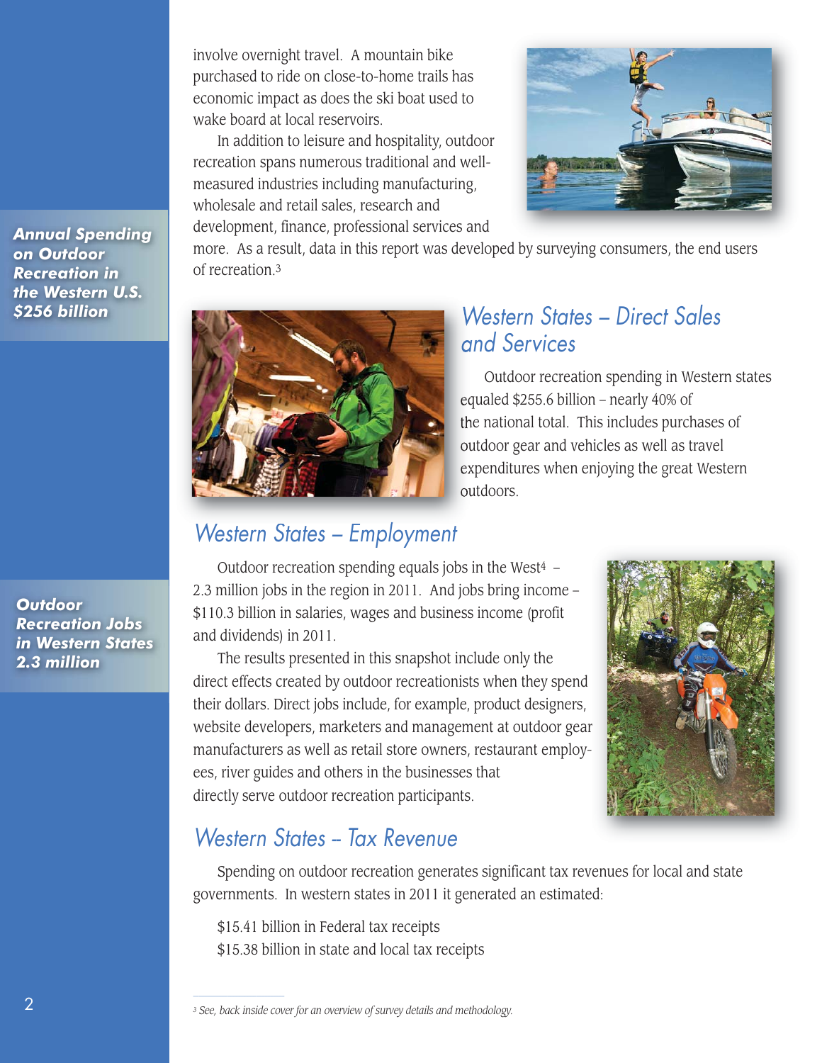involve overnight travel. A mountain bike purchased to ride on close-to-home trails has economic impact as does the ski boat used to wake board at local reservoirs.

In addition to leisure and hospitality, outdoor recreation spans numerous traditional and well-measured industries including manufacturing, wholesale and retail sales, research and development, finance, professional services and more. As a result, data in this report was developed by surveying consumers, the end users of recreation.[3]

***Annual Spending on Outdoor Recreation in the Western U.S. $256 billion***

## *Western States – Direct Sales and Services*

Outdoor recreation spending in Western states equaled $255.6 billion – nearly 40% of the national total. This includes purchases of outdoor gear and vehicles as well as travel expenditures when enjoying the great Western outdoors.

## *Western States – Employment*

***Outdoor Recreation Jobs in Western States 2.3 million***

Outdoor recreation spending equals jobs in the West[4] – 2.3 million jobs in the region in 2011. And jobs bring income – $110.3 billion in salaries, wages and business income (profit and dividends) in 2011.

The results presented in this snapshot include only the direct effects created by outdoor recreationists when they spend their dollars. Direct jobs include, for example, product designers, website developers, marketers and management at outdoor gear manufacturers as well as retail store owners, restaurant employees, river guides and others in the businesses that directly serve outdoor recreation participants.

## *Western States – Tax Revenue*

Spending on outdoor recreation generates significant tax revenues for local and state governments. In western states in 2011 it generated an estimated:

$15.41 billion in Federal tax receipts
$15.38 billion in state and local tax receipts

---

[3] *See, back inside cover for an overview of survey details and methodology.*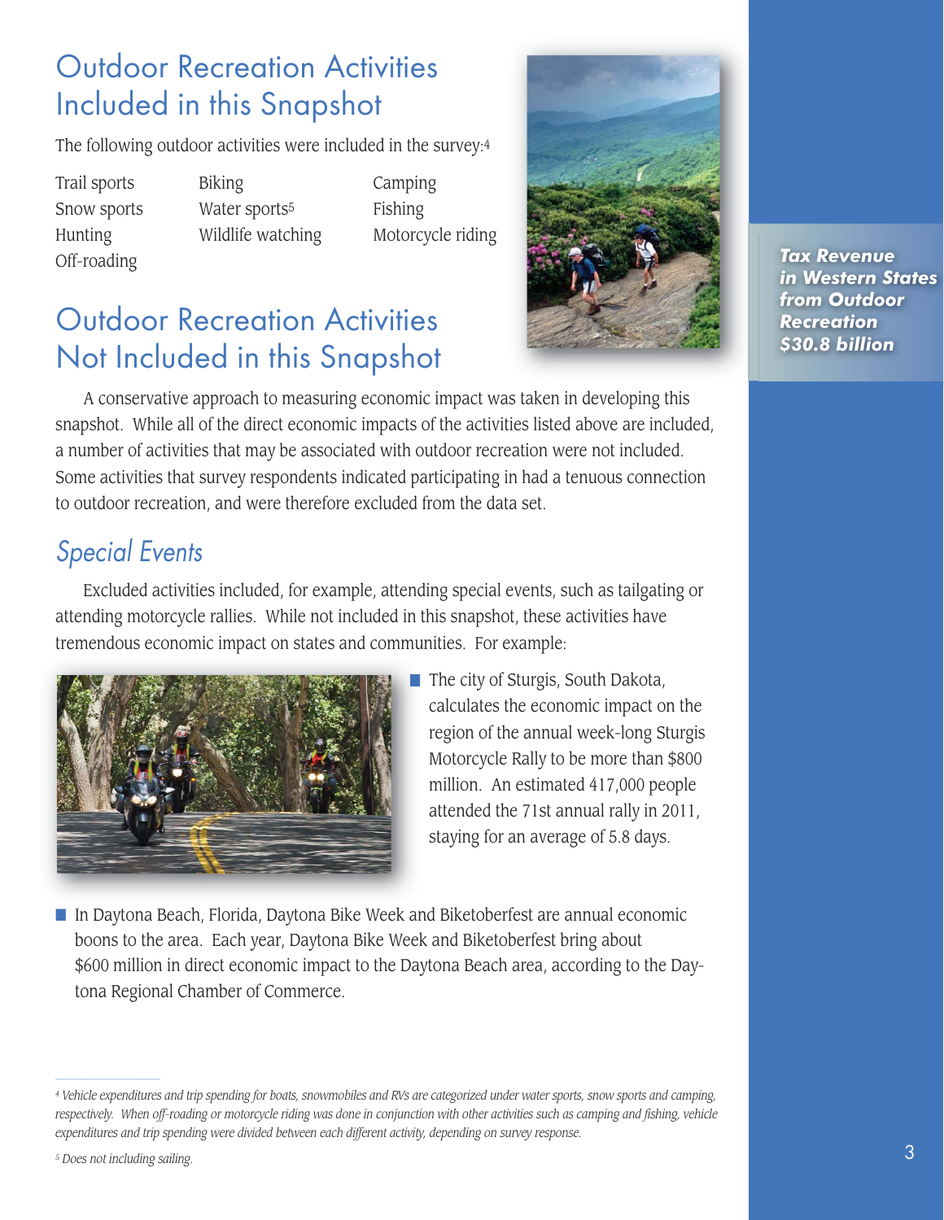## Outdoor Recreation Activities Included in this Snapshot

The following outdoor activities were included in the survey:[4]

- Trail sports
- Snow sports
- Hunting
- Off-roading
- Biking
- Water sports[5]
- Wildlife watching
- Camping
- Fishing
- Motorcycle riding

***Tax Revenue in Western States from Outdoor Recreation $30.8 billion***

## Outdoor Recreation Activities Not Included in this Snapshot

A conservative approach to measuring economic impact was taken in developing this snapshot. While all of the direct economic impacts of the activities listed above are included, a number of activities that may be associated with outdoor recreation were not included. Some activities that survey respondents indicated participating in had a tenuous connection to outdoor recreation, and were therefore excluded from the data set.

### *Special Events*

Excluded activities included, for example, attending special events, such as tailgating or attending motorcycle rallies. While not included in this snapshot, these activities have tremendous economic impact on states and communities. For example:

- The city of Sturgis, South Dakota, calculates the economic impact on the region of the annual week-long Sturgis Motorcycle Rally to be more than $800 million. An estimated 417,000 people attended the 71st annual rally in 2011, staying for an average of 5.8 days.
- In Daytona Beach, Florida, Daytona Bike Week and Biketoberfest are annual economic boons to the area. Each year, Daytona Bike Week and Biketoberfest bring about $600 million in direct economic impact to the Daytona Beach area, according to the Daytona Regional Chamber of Commerce.

---

[4] *Vehicle expenditures and trip spending for boats, snowmobiles and RVs are categorized under water sports, snow sports and camping, respectively. When off-roading or motorcycle riding was done in conjunction with other activities such as camping and fishing, vehicle expenditures and trip spending were divided between each different activity, depending on survey response.*

[5] *Does not including sailing.*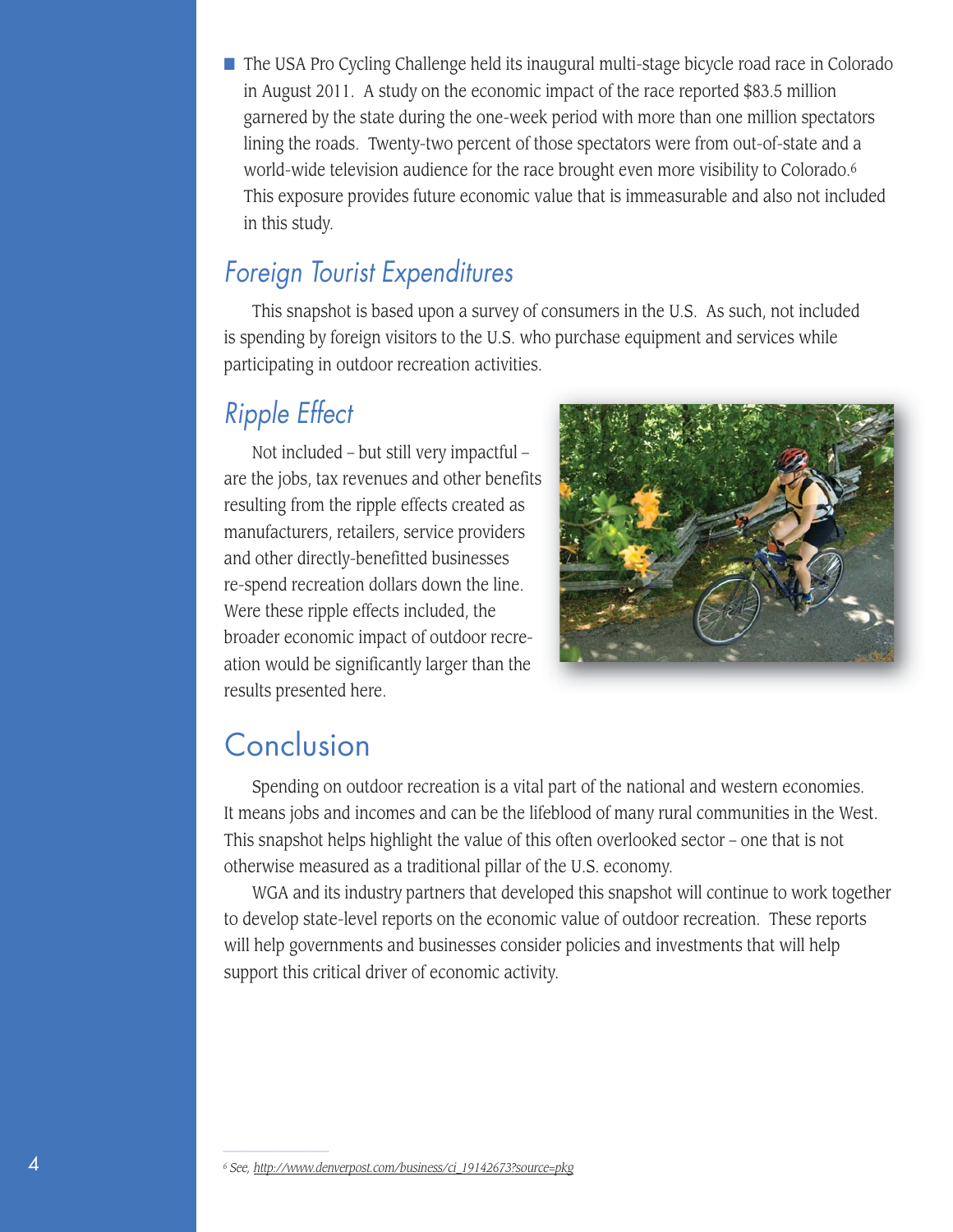- The USA Pro Cycling Challenge held its inaugural multi-stage bicycle road race in Colorado in August 2011. A study on the economic impact of the race reported $83.5 million garnered by the state during the one-week period with more than one million spectators lining the roads. Twenty-two percent of those spectators were from out-of-state and a world-wide television audience for the race brought even more visibility to Colorado.[6] This exposure provides future economic value that is immeasurable and also not included in this study.

## *Foreign Tourist Expenditures*

This snapshot is based upon a survey of consumers in the U.S. As such, not included is spending by foreign visitors to the U.S. who purchase equipment and services while participating in outdoor recreation activities.

## *Ripple Effect*

Not included – but still very impactful – are the jobs, tax revenues and other benefits resulting from the ripple effects created as manufacturers, retailers, service providers and other directly-benefitted businesses re-spend recreation dollars down the line. Were these ripple effects included, the broader economic impact of outdoor recreation would be significantly larger than the results presented here.

# Conclusion

Spending on outdoor recreation is a vital part of the national and western economies. It means jobs and incomes and can be the lifeblood of many rural communities in the West. This snapshot helps highlight the value of this often overlooked sector – one that is not otherwise measured as a traditional pillar of the U.S. economy.

WGA and its industry partners that developed this snapshot will continue to work together to develop state-level reports on the economic value of outdoor recreation. These reports will help governments and businesses consider policies and investments that will help support this critical driver of economic activity.

---

[6] *See,* http://www.denverpost.com/business/ci_19142673?source=pkg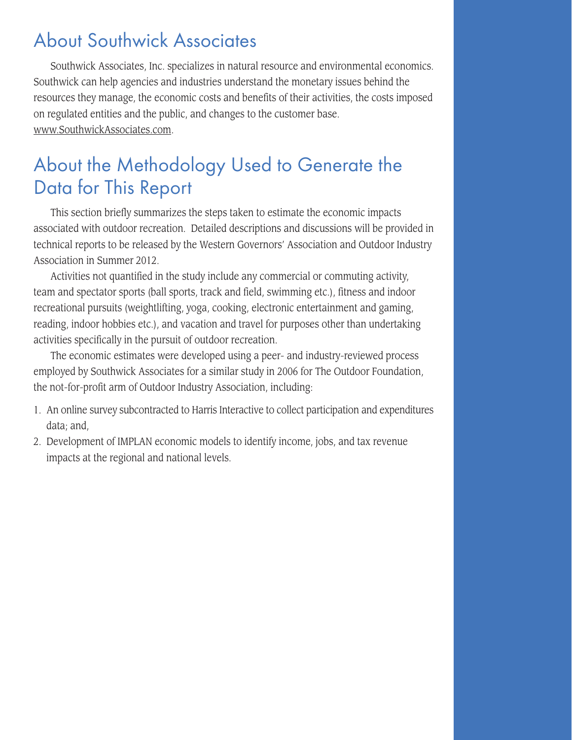## About Southwick Associates

Southwick Associates, Inc. specializes in natural resource and environmental economics. Southwick can help agencies and industries understand the monetary issues behind the resources they manage, the economic costs and benefits of their activities, the costs imposed on regulated entities and the public, and changes to the customer base. www.SouthwickAssociates.com.

## About the Methodology Used to Generate the Data for This Report

This section briefly summarizes the steps taken to estimate the economic impacts associated with outdoor recreation. Detailed descriptions and discussions will be provided in technical reports to be released by the Western Governors' Association and Outdoor Industry Association in Summer 2012.

Activities not quantified in the study include any commercial or commuting activity, team and spectator sports (ball sports, track and field, swimming etc.), fitness and indoor recreational pursuits (weightlifting, yoga, cooking, electronic entertainment and gaming, reading, indoor hobbies etc.), and vacation and travel for purposes other than undertaking activities specifically in the pursuit of outdoor recreation.

The economic estimates were developed using a peer- and industry-reviewed process employed by Southwick Associates for a similar study in 2006 for The Outdoor Foundation, the not-for-profit arm of Outdoor Industry Association, including:

1. An online survey subcontracted to Harris Interactive to collect participation and expenditures data; and,
2. Development of IMPLAN economic models to identify income, jobs, and tax revenue impacts at the regional and national levels.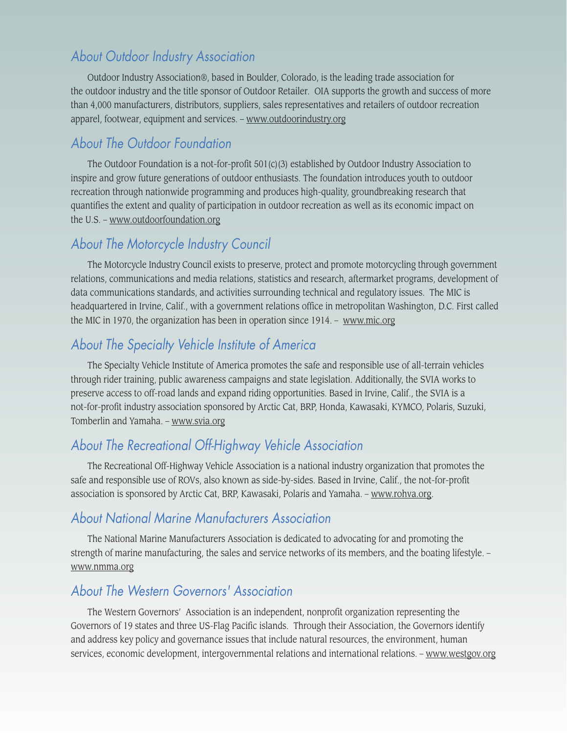## About Outdoor Industry Association

Outdoor Industry Association®, based in Boulder, Colorado, is the leading trade association for the outdoor industry and the title sponsor of Outdoor Retailer. OIA supports the growth and success of more than 4,000 manufacturers, distributors, suppliers, sales representatives and retailers of outdoor recreation apparel, footwear, equipment and services. – www.outdoorindustry.org

## About The Outdoor Foundation

The Outdoor Foundation is a not-for-profit 501(c)(3) established by Outdoor Industry Association to inspire and grow future generations of outdoor enthusiasts. The foundation introduces youth to outdoor recreation through nationwide programming and produces high-quality, groundbreaking research that quantifies the extent and quality of participation in outdoor recreation as well as its economic impact on the U.S. – www.outdoorfoundation.org

## About The Motorcycle Industry Council

The Motorcycle Industry Council exists to preserve, protect and promote motorcycling through government relations, communications and media relations, statistics and research, aftermarket programs, development of data communications standards, and activities surrounding technical and regulatory issues. The MIC is headquartered in Irvine, Calif., with a government relations office in metropolitan Washington, D.C. First called the MIC in 1970, the organization has been in operation since 1914. – www.mic.org

## About The Specialty Vehicle Institute of America

The Specialty Vehicle Institute of America promotes the safe and responsible use of all-terrain vehicles through rider training, public awareness campaigns and state legislation. Additionally, the SVIA works to preserve access to off-road lands and expand riding opportunities. Based in Irvine, Calif., the SVIA is a not-for-profit industry association sponsored by Arctic Cat, BRP, Honda, Kawasaki, KYMCO, Polaris, Suzuki, Tomberlin and Yamaha. – www.svia.org

## About The Recreational Off-Highway Vehicle Association

The Recreational Off-Highway Vehicle Association is a national industry organization that promotes the safe and responsible use of ROVs, also known as side-by-sides. Based in Irvine, Calif., the not-for-profit association is sponsored by Arctic Cat, BRP, Kawasaki, Polaris and Yamaha. – www.rohva.org.

## About National Marine Manufacturers Association

The National Marine Manufacturers Association is dedicated to advocating for and promoting the strength of marine manufacturing, the sales and service networks of its members, and the boating lifestyle. – www.nmma.org

## About The Western Governors' Association

The Western Governors' Association is an independent, nonprofit organization representing the Governors of 19 states and three US-Flag Pacific islands. Through their Association, the Governors identify and address key policy and governance issues that include natural resources, the environment, human services, economic development, intergovernmental relations and international relations. – www.westgov.org